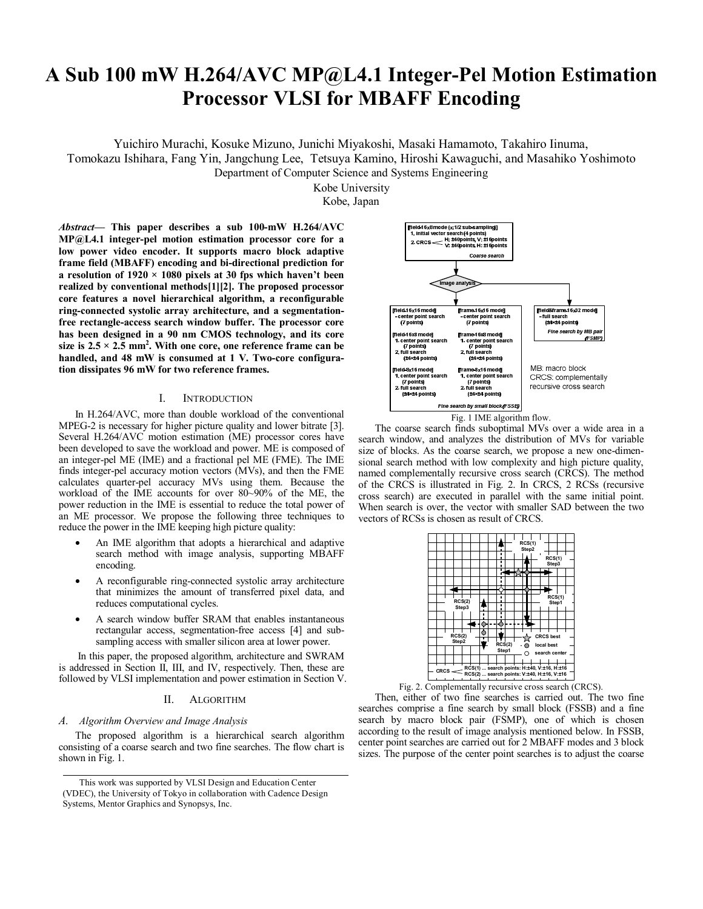# A Sub 100 mW H.264/AVC MP@L4.1 Integer-Pel Motion Estimation Processor VLSI for MBAFF Encoding

Yuichiro Murachi, Kosuke Mizuno, Junichi Miyakoshi, Masaki Hamamoto, Takahiro Iinuma, Tomokazu Ishihara, Fang Yin, Jangchung Lee, Tetsuya Kamino, Hiroshi Kawaguchi, and Masahiko Yoshimoto

Department of Computer Science and Systems Engineering

Kobe University

Kobe, Japan

***Abstract*— This paper describes a sub 100-mW H.264/AVC MP@L4.1 integer-pel motion estimation processor core for a low power video encoder. It supports macro block adaptive frame field (MBAFF) encoding and bi-directional prediction for a resolution of 1920 × 1080 pixels at 30 fps which haven't been realized by conventional methods[1][2]. The proposed processor core features a novel hierarchical algorithm, a reconfigurable ring-connected systolic array architecture, and a segmentation-free rectangle-access search window buffer. The processor core has been designed in a 90 nm CMOS technology, and its core size is 2.5 × 2.5 mm$^2$. With one core, one reference frame can be handled, and 48 mW is consumed at 1 V. Two-core configuration dissipates 96 mW for two reference frames.**

## I. Introduction

In H.264/AVC, more than double workload of the conventional MPEG-2 is necessary for higher picture quality and lower bitrate [3]. Several H.264/AVC motion estimation (ME) processor cores have been developed to save the workload and power. ME is composed of an integer-pel ME (IME) and a fractional pel ME (FME). The IME finds integer-pel accuracy motion vectors (MVs), and then the FME calculates quarter-pel accuracy MVs using them. Because the workload of the IME accounts for over 80~90% of the ME, the power reduction in the IME is essential to reduce the total power of an ME processor. We propose the following three techniques to reduce the power in the IME keeping high picture quality:

- An IME algorithm that adopts a hierarchical and adaptive search method with image analysis, supporting MBAFF encoding.
- A reconfigurable ring-connected systolic array architecture that minimizes the amount of transferred pixel data, and reduces computational cycles.
- A search window buffer SRAM that enables instantaneous rectangular access, segmentation-free access [4] and sub-sampling access with smaller silicon area at lower power.

In this paper, the proposed algorithm, architecture and SWRAM is addressed in Section II, III, and IV, respectively. Then, these are followed by VLSI implementation and power estimation in Section V.

## II. Algorithm

### *A. Algorithm Overview and Image Analysis*

The proposed algorithm is a hierarchical search algorithm consisting of a coarse search and two fine searches. The flow chart is shown in Fig. 1.

Fig. 1 IME algorithm flow.

The coarse search finds suboptimal MVs over a wide area in a search window, and analyzes the distribution of MVs for variable size of blocks. As the coarse search, we propose a new one-dimensional search method with low complexity and high picture quality, named complementally recursive cross search (CRCS). The method of the CRCS is illustrated in Fig. 2. In CRCS, 2 RCSs (recursive cross search) are executed in parallel with the same initial point. When search is over, the vector with smaller SAD between the two vectors of RCSs is chosen as result of CRCS.

Fig. 2. Complementally recursive cross search (CRCS).

Then, either of two fine searches is carried out. The two fine searches comprise a fine search by small block (FSSB) and a fine search by macro block pair (FSMP), one of which is chosen according to the result of image analysis mentioned below. In FSSB, center point searches are carried out for 2 MBAFF modes and 3 block sizes. The purpose of the center point searches is to adjust the coarse

This work was supported by VLSI Design and Education Center (VDEC), the University of Tokyo in collaboration with Cadence Design Systems, Mentor Graphics and Synopsys, Inc.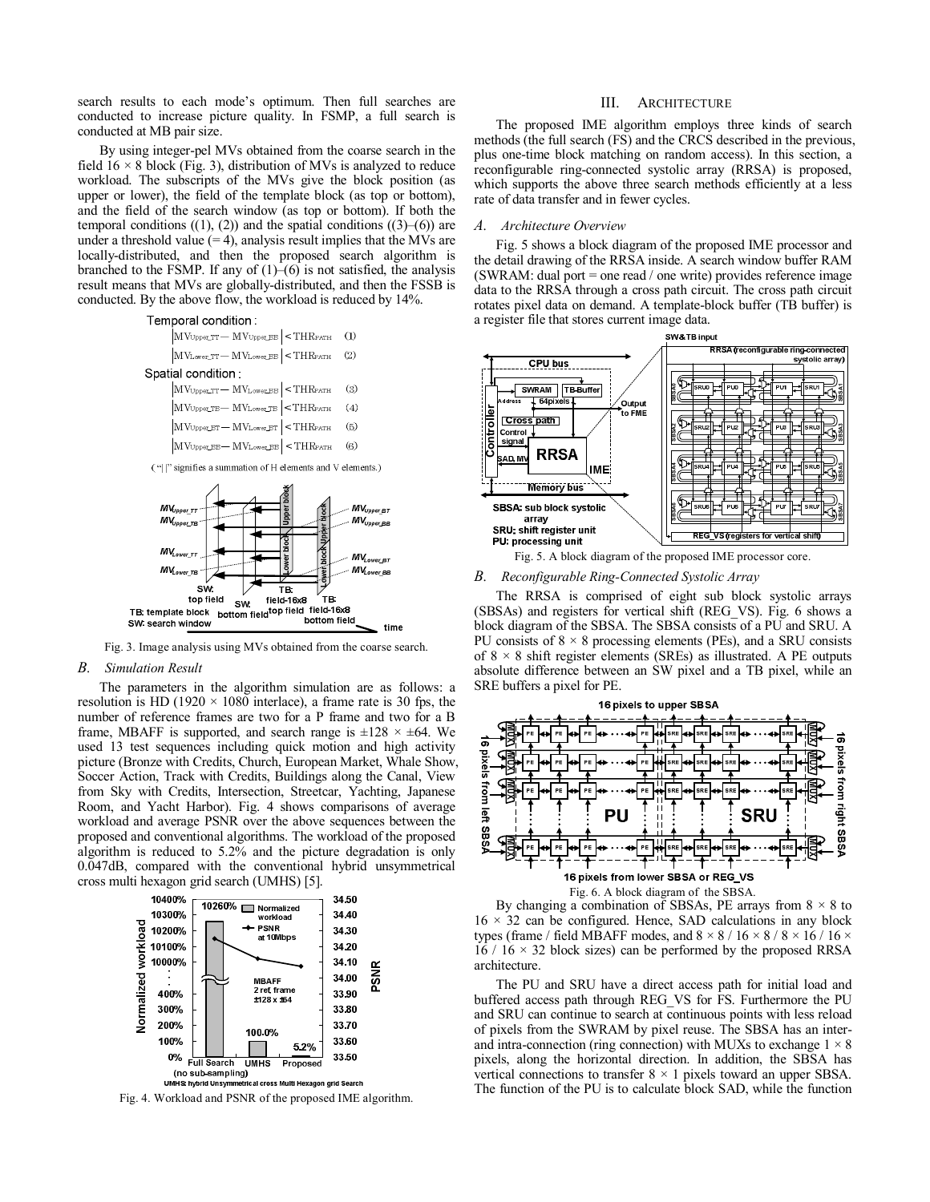search results to each mode's optimum. Then full searches are conducted to increase picture quality. In FSMP, a full search is conducted at MB pair size.

By using integer-pel MVs obtained from the coarse search in the field 16 × 8 block (Fig. 3), distribution of MVs is analyzed to reduce workload. The subscripts of the MVs give the block position (as upper or lower), the field of the template block (as top or bottom), and the field of the search window (as top or bottom). If both the temporal conditions ((1), (2)) and the spatial conditions ((3)–(6)) are under a threshold value (= 4), analysis result implies that the MVs are locally-distributed, and then the proposed search algorithm is branched to the FSMP. If any of (1)–(6) is not satisfied, the analysis result means that MVs are globally-distributed, and then the FSSB is conducted. By the above flow, the workload is reduced by 14%.

Temporal condition:

$$\left|MV_{Upper\_TT} - MV_{Upper\_BB}\right| < THR_{PATH} \quad (1)$$

$$\left|MV_{Lower\_TT} - MV_{Lower\_BB}\right| < THR_{PATH} \quad (2)$$

Spatial condition:

$$\left|MV_{Upper\_TT} - MV_{Lower\_BB}\right| < THR_{PATH} \quad (3)$$

$$\left|MV_{Upper\_TB} - MV_{Lower\_TB}\right| < THR_{PATH} \quad (4)$$

$$\left|MV_{Upper\_BT} - MV_{Lower\_BT}\right| < THR_{PATH} \quad (5)$$

$$\left|MV_{Upper\_BB} - MV_{Lower\_BB}\right| < THR_{PATH} \quad (6)$$

("| |" signifies a summation of H elements and V elements.)

Fig. 3. Image analysis using MVs obtained from the coarse search.

## B. Simulation Result

The parameters in the algorithm simulation are as follows: a resolution is HD (1920 × 1080 interlace), a frame rate is 30 fps, the number of reference frames are two for a P frame and two for a B frame, MBAFF is supported, and search range is ±128 × ±64. We used 13 test sequences including quick motion and high activity picture (Bronze with Credits, Church, European Market, Whale Show, Soccer Action, Track with Credits, Buildings along the Canal, View from Sky with Credits, Intersection, Streetcar, Yachting, Japanese Room, and Yacht Harbor). Fig. 4 shows comparisons of average workload and average PSNR over the above sequences between the proposed and conventional algorithms. The workload of the proposed algorithm is reduced to 5.2% and the picture degradation is only 0.047dB, compared with the conventional hybrid unsymmetrical cross multi hexagon grid search (UMHS) [5].

Fig. 4. Workload and PSNR of the proposed IME algorithm.

# III. Architecture

The proposed IME algorithm employs three kinds of search methods (the full search (FS) and the CRCS described in the previous, plus one-time block matching on random access). In this section, a reconfigurable ring-connected systolic array (RRSA) is proposed, which supports the above three search methods efficiently at a less rate of data transfer and in fewer cycles.

## A. Architecture Overview

Fig. 5 shows a block diagram of the proposed IME processor and the detail drawing of the RRSA inside. A search window buffer RAM (SWRAM: dual port = one read / one write) provides reference image data to the RRSA through a cross path circuit. The cross path circuit rotates pixel data on demand. A template-block buffer (TB buffer) is a register file that stores current image data.

Fig. 5. A block diagram of the proposed IME processor core.

## B. Reconfigurable Ring-Connected Systolic Array

The RRSA is comprised of eight sub block systolic arrays (SBSAs) and registers for vertical shift (REG_VS). Fig. 6 shows a block diagram of the SBSA. The SBSA consists of a PU and SRU. A PU consists of 8 × 8 processing elements (PEs), and a SRU consists of 8 × 8 shift register elements (SREs) as illustrated. A PE outputs absolute difference between an SW pixel and a TB pixel, while an SRE buffers a pixel for PE.

Fig. 6. A block diagram of the SBSA.

By changing a combination of SBSAs, PE arrays from 8 × 8 to 16 × 32 can be configured. Hence, SAD calculations in any block types (frame / field MBAFF modes, and 8 × 8 / 16 × 8 / 8 × 16 / 16 × 16 / 16 × 32 block sizes) can be performed by the proposed RRSA architecture.

The PU and SRU have a direct access path for initial load and buffered access path through REG_VS for FS. Furthermore the PU and SRU can continue to search at continuous points with less reload of pixels from the SWRAM by pixel reuse. The SBSA has an inter- and intra-connection (ring connection) with MUXs to exchange 1 × 8 pixels, along the horizontal direction. In addition, the SBSA has vertical connections to transfer 8 × 1 pixels toward an upper SBSA. The function of the PU is to calculate block SAD, while the function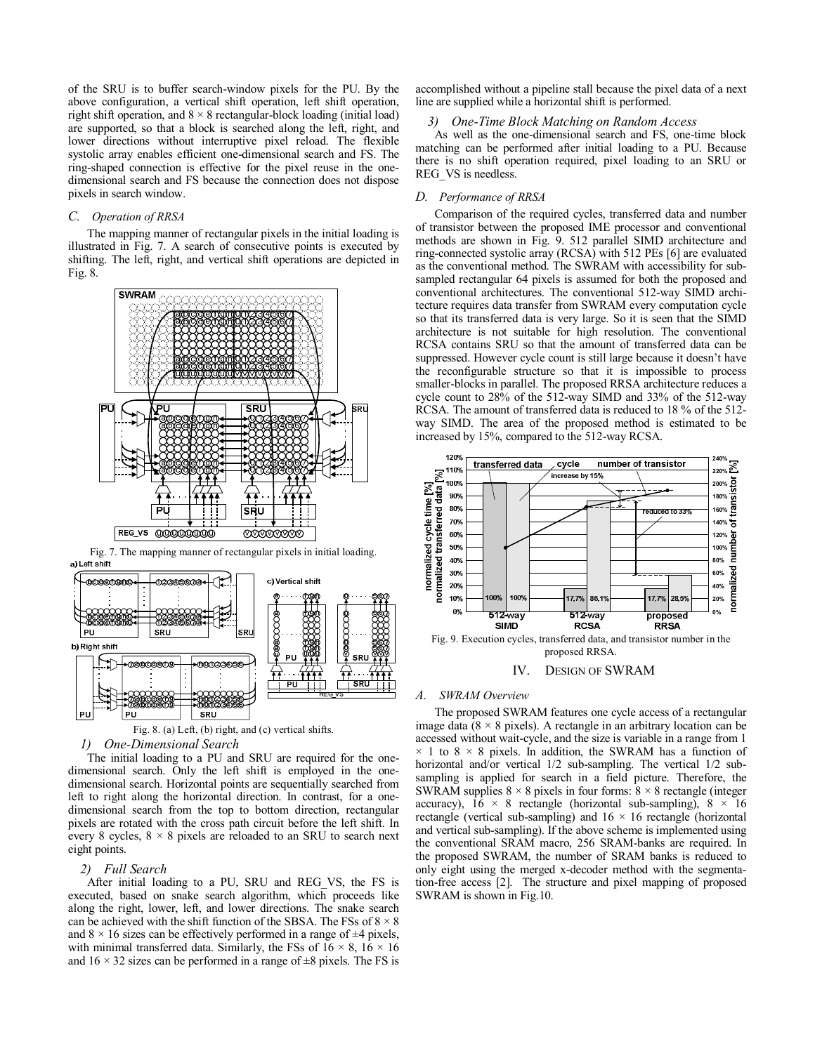of the SRU is to buffer search-window pixels for the PU. By the above configuration, a vertical shift operation, left shift operation, right shift operation, and $8 \times 8$ rectangular-block loading (initial load) are supported, so that a block is searched along the left, right, and lower directions without interruptive pixel reload. The flexible systolic array enables efficient one-dimensional search and FS. The ring-shaped connection is effective for the pixel reuse in the one-dimensional search and FS because the connection does not dispose pixels in search window.

### C. Operation of RRSA

The mapping manner of rectangular pixels in the initial loading is illustrated in Fig. 7. A search of consecutive points is executed by shifting. The left, right, and vertical shift operations are depicted in Fig. 8.

Fig. 7. The mapping manner of rectangular pixels in initial loading.

Fig. 8. (a) Left, (b) right, and (c) vertical shifts.

#### 1) One-Dimensional Search

The initial loading to a PU and SRU are required for the one-dimensional search. Only the left shift is employed in the one-dimensional search. Horizontal points are sequentially searched from left to right along the horizontal direction. In contrast, for a one-dimensional search from the top to bottom direction, rectangular pixels are rotated with the cross path circuit before the left shift. In every 8 cycles, $8 \times 8$ pixels are reloaded to an SRU to search next eight points.

#### 2) Full Search

After initial loading to a PU, SRU and REG_VS, the FS is executed, based on snake search algorithm, which proceeds like along the right, lower, left, and lower directions. The snake search can be achieved with the shift function of the SBSA. The FSs of $8 \times 8$ and $8 \times 16$ sizes can be effectively performed in a range of $\pm 4$ pixels, with minimal transferred data. Similarly, the FSs of $16 \times 8$, $16 \times 16$ and $16 \times 32$ sizes can be performed in a range of $\pm 8$ pixels. The FS is accomplished without a pipeline stall because the pixel data of a next line are supplied while a horizontal shift is performed.

#### 3) One-Time Block Matching on Random Access

As well as the one-dimensional search and FS, one-time block matching can be performed after initial loading to a PU. Because there is no shift operation required, pixel loading to an SRU or REG_VS is needless.

### D. Performance of RRSA

Comparison of the required cycles, transferred data and number of transistor between the proposed IME processor and conventional methods are shown in Fig. 9. 512 parallel SIMD architecture and ring-connected systolic array (RCSA) with 512 PEs [6] are evaluated as the conventional method. The SWRAM with accessibility for sub-sampled rectangular 64 pixels is assumed for both the proposed and conventional architectures. The conventional 512-way SIMD architecture requires data transfer from SWRAM every computation cycle so that its transferred data is very large. So it is seen that the SIMD architecture is not suitable for high resolution. The conventional RCSA contains SRU so that the amount of transferred data can be suppressed. However cycle count is still large because it doesn't have the reconfigurable structure so that it is impossible to process smaller-blocks in parallel. The proposed RRSA architecture reduces a cycle count to 28% of the 512-way SIMD and 33% of the 512-way RCSA. The amount of transferred data is reduced to 18 % of the 512-way SIMD. The area of the proposed method is estimated to be increased by 15%, compared to the 512-way RCSA.

Fig. 9. Execution cycles, transferred data, and transistor number in the proposed RRSA.

## IV. Design of SWRAM

### A. SWRAM Overview

The proposed SWRAM features one cycle access of a rectangular image data ($8 \times 8$ pixels). A rectangle in an arbitrary location can be accessed without wait-cycle, and the size is variable in a range from $1 \times 1$ to $8 \times 8$ pixels. In addition, the SWRAM has a function of horizontal and/or vertical 1/2 sub-sampling. The vertical 1/2 sub-sampling is applied for search in a field picture. Therefore, the SWRAM supplies $8 \times 8$ pixels in four forms: $8 \times 8$ rectangle (integer accuracy), $16 \times 8$ rectangle (horizontal sub-sampling), $8 \times 16$ rectangle (vertical sub-sampling) and $16 \times 16$ rectangle (horizontal and vertical sub-sampling). If the above scheme is implemented using the conventional SRAM macro, 256 SRAM-banks are required. In the proposed SWRAM, the number of SRAM banks is reduced to only eight using the merged x-decoder method with the segmentation-free access [2]. The structure and pixel mapping of proposed SWRAM is shown in Fig.10.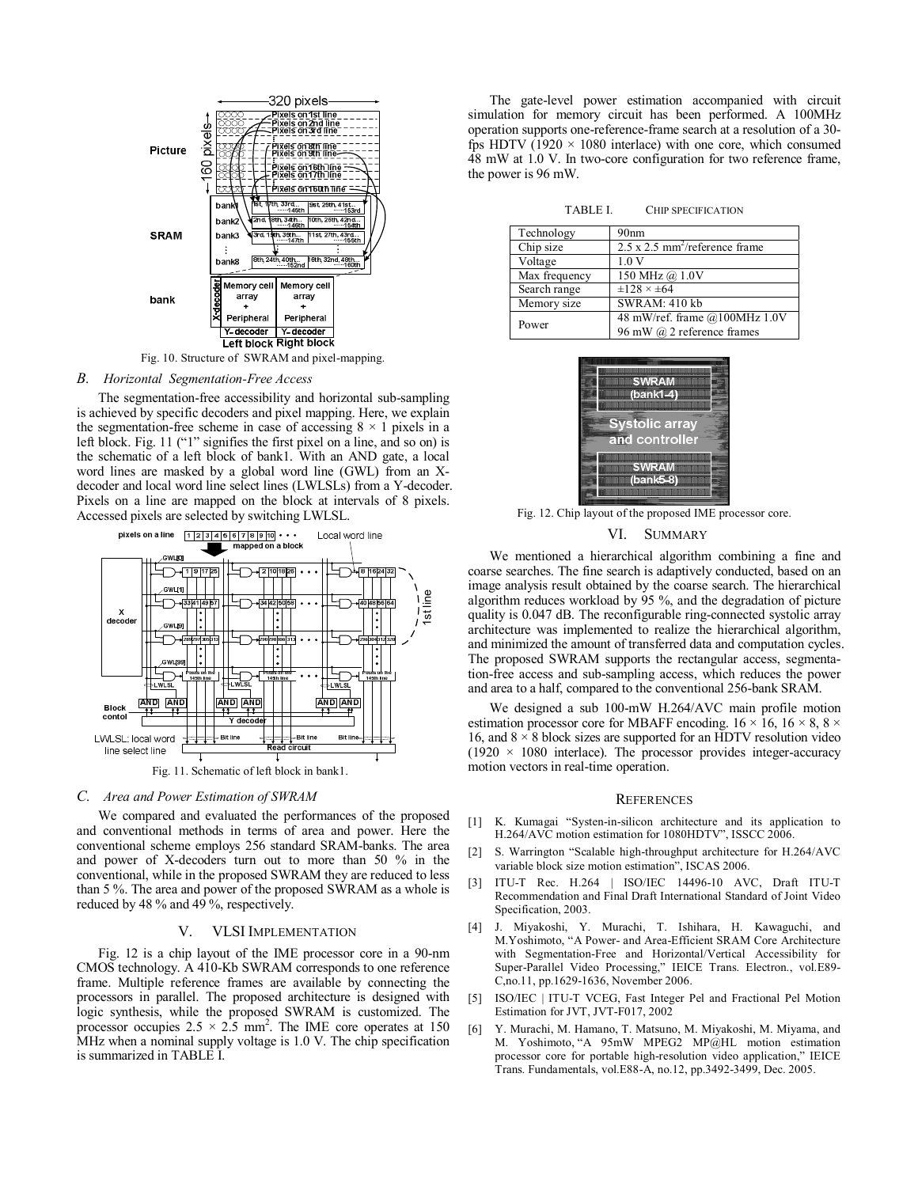Fig. 10. Structure of SWRAM and pixel-mapping.

### B. Horizontal Segmentation-Free Access

The segmentation-free accessibility and horizontal sub-sampling is achieved by specific decoders and pixel mapping. Here, we explain the segmentation-free scheme in case of accessing 8 × 1 pixels in a left block. Fig. 11 ("1" signifies the first pixel on a line, and so on) is the schematic of a left block of bank1. With an AND gate, a local word lines are masked by a global word line (GWL) from an X-decoder and local word line select lines (LWLSLs) from a Y-decoder. Pixels on a line are mapped on the block at intervals of 8 pixels. Accessed pixels are selected by switching LWLSL.

Fig. 11. Schematic of left block in bank1.

### C. Area and Power Estimation of SWRAM

We compared and evaluated the performances of the proposed and conventional methods in terms of area and power. Here the conventional scheme employs 256 standard SRAM-banks. The area and power of X-decoders turn out to more than 50 % in the conventional, while in the proposed SWRAM they are reduced to less than 5 %. The area and power of the proposed SWRAM as a whole is reduced by 48 % and 49 %, respectively.

## V. VLSI Implementation

Fig. 12 is a chip layout of the IME processor core in a 90-nm CMOS technology. A 410-Kb SWRAM corresponds to one reference frame. Multiple reference frames are available by connecting the processors in parallel. The proposed architecture is designed with logic synthesis, while the proposed SWRAM is customized. The processor occupies 2.5 × 2.5 mm$^2$. The IME core operates at 150 MHz when a nominal supply voltage is 1.0 V. The chip specification is summarized in TABLE I.

The gate-level power estimation accompanied with circuit simulation for memory circuit has been performed. A 100MHz operation supports one-reference-frame search at a resolution of a 30-fps HDTV (1920 × 1080 interlace) with one core, which consumed 48 mW at 1.0 V. In two-core configuration for two reference frame, the power is 96 mW.

TABLE I. Chip Specification

| | |
|---|---|
| Technology | 90nm |
| Chip size | 2.5 x 2.5 mm$^2$/reference frame |
| Voltage | 1.0 V |
| Max frequency | 150 MHz @ 1.0V |
| Search range | ±128 × ±64 |
| Memory size | SWRAM: 410 kb |
| Power | 48 mW/ref. frame @100MHz 1.0V<br>96 mW @ 2 reference frames |

Fig. 12. Chip layout of the proposed IME processor core.

## VI. Summary

We mentioned a hierarchical algorithm combining a fine and coarse searches. The fine search is adaptively conducted, based on an image analysis result obtained by the coarse search. The hierarchical algorithm reduces workload by 95 %, and the degradation of picture quality is 0.047 dB. The reconfigurable ring-connected systolic array architecture was implemented to realize the hierarchical algorithm, and minimized the amount of transferred data and computation cycles. The proposed SWRAM supports the rectangular access, segmentation-free access and sub-sampling access, which reduces the power and area to a half, compared to the conventional 256-bank SRAM.

We designed a sub 100-mW H.264/AVC main profile motion estimation processor core for MBAFF encoding. 16 × 16, 16 × 8, 8 × 16, and 8 × 8 block sizes are supported for an HDTV resolution video (1920 × 1080 interlace). The processor provides integer-accuracy motion vectors in real-time operation.

## References

[1] K. Kumagai "Systen-in-silicon architecture and its application to H.264/AVC motion estimation for 1080HDTV", ISSCC 2006.

[2] S. Warrington "Scalable high-throughput architecture for H.264/AVC variable block size motion estimation", ISCAS 2006.

[3] ITU-T Rec. H.264 | ISO/IEC 14496-10 AVC, Draft ITU-T Recommendation and Final Draft International Standard of Joint Video Specification, 2003.

[4] J. Miyakoshi, Y. Murachi, T. Ishihara, H. Kawaguchi, and M.Yoshimoto, "A Power- and Area-Efficient SRAM Core Architecture with Segmentation-Free and Horizontal/Vertical Accessibility for Super-Parallel Video Processing," IEICE Trans. Electron., vol.E89-C,no.11, pp.1629-1636, November 2006.

[5] ISO/IEC | ITU-T VCEG, Fast Integer Pel and Fractional Pel Motion Estimation for JVT, JVT-F017, 2002

[6] Y. Murachi, M. Hamano, T. Matsuno, M. Miyakoshi, M. Miyama, and M. Yoshimoto, "A 95mW MPEG2 MP@HL motion estimation processor core for portable high-resolution video application," IEICE Trans. Fundamentals, vol.E88-A, no.12, pp.3492-3499, Dec. 2005.